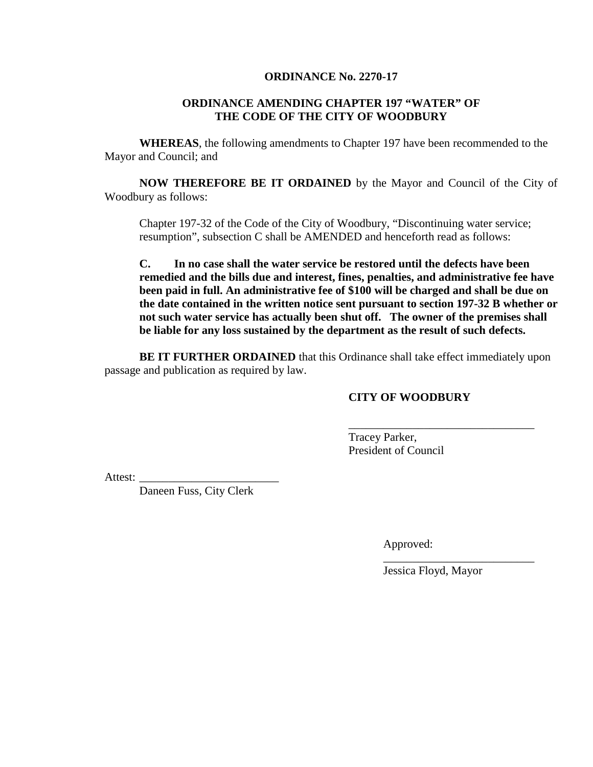**ORDINANCE No. 2270-17**

**ORDINANCE AMENDING CHAPTER 197 "WATER" OF THE CODE OF THE CITY OF WOODBURY**

**WHEREAS**, the following amendments to Chapter 197 have been recommended to the Mayor and Council; and

**NOW THEREFORE BE IT ORDAINED** by the Mayor and Council of the City of Woodbury as follows:

Chapter 197-32 of the Code of the City of Woodbury, "Discontinuing water service; resumption", subsection C shall be AMENDED and henceforth read as follows:

**C. In no case shall the water service be restored until the defects have been remedied and the bills due and interest, fines, penalties, and administrative fee have been paid in full. An administrative fee of $100 will be charged and shall be due on the date contained in the written notice sent pursuant to section 197-32 B whether or not such water service has actually been shut off. The owner of the premises shall be liable for any loss sustained by the department as the result of such defects.**

**BE IT FURTHER ORDAINED** that this Ordinance shall take effect immediately upon passage and publication as required by law.

**CITY OF WOODBURY**

_______________________________
Tracey Parker,
President of Council

Attest: ________________________
Daneen Fuss, City Clerk

Approved:
___________________________
Jessica Floyd, Mayor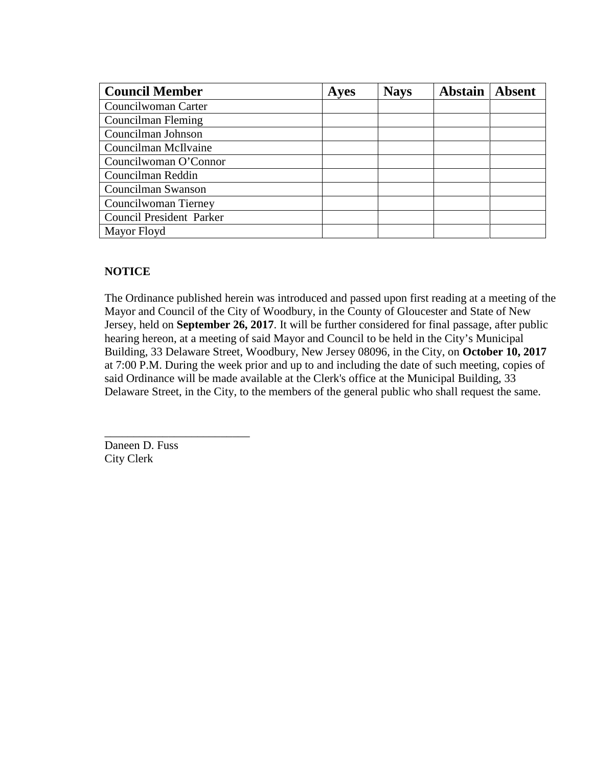| Council Member | Ayes | Nays | Abstain | Absent |
| --- | --- | --- | --- | --- |
| Councilwoman Carter | | | | |
| Councilman Fleming | | | | |
| Councilman Johnson | | | | |
| Councilman McIlvaine | | | | |
| Councilwoman O'Connor | | | | |
| Councilman Reddin | | | | |
| Councilman Swanson | | | | |
| Councilwoman Tierney | | | | |
| Council President Parker | | | | |
| Mayor Floyd | | | | |

**NOTICE**

The Ordinance published herein was introduced and passed upon first reading at a meeting of the Mayor and Council of the City of Woodbury, in the County of Gloucester and State of New Jersey, held on **September 26, 2017**. It will be further considered for final passage, after public hearing hereon, at a meeting of said Mayor and Council to be held in the City's Municipal Building, 33 Delaware Street, Woodbury, New Jersey 08096, in the City, on **October 10, 2017** at 7:00 P.M. During the week prior and up to and including the date of such meeting, copies of said Ordinance will be made available at the Clerk's office at the Municipal Building, 33 Delaware Street, in the City, to the members of the general public who shall request the same.

_________________________
Daneen D. Fuss
City Clerk